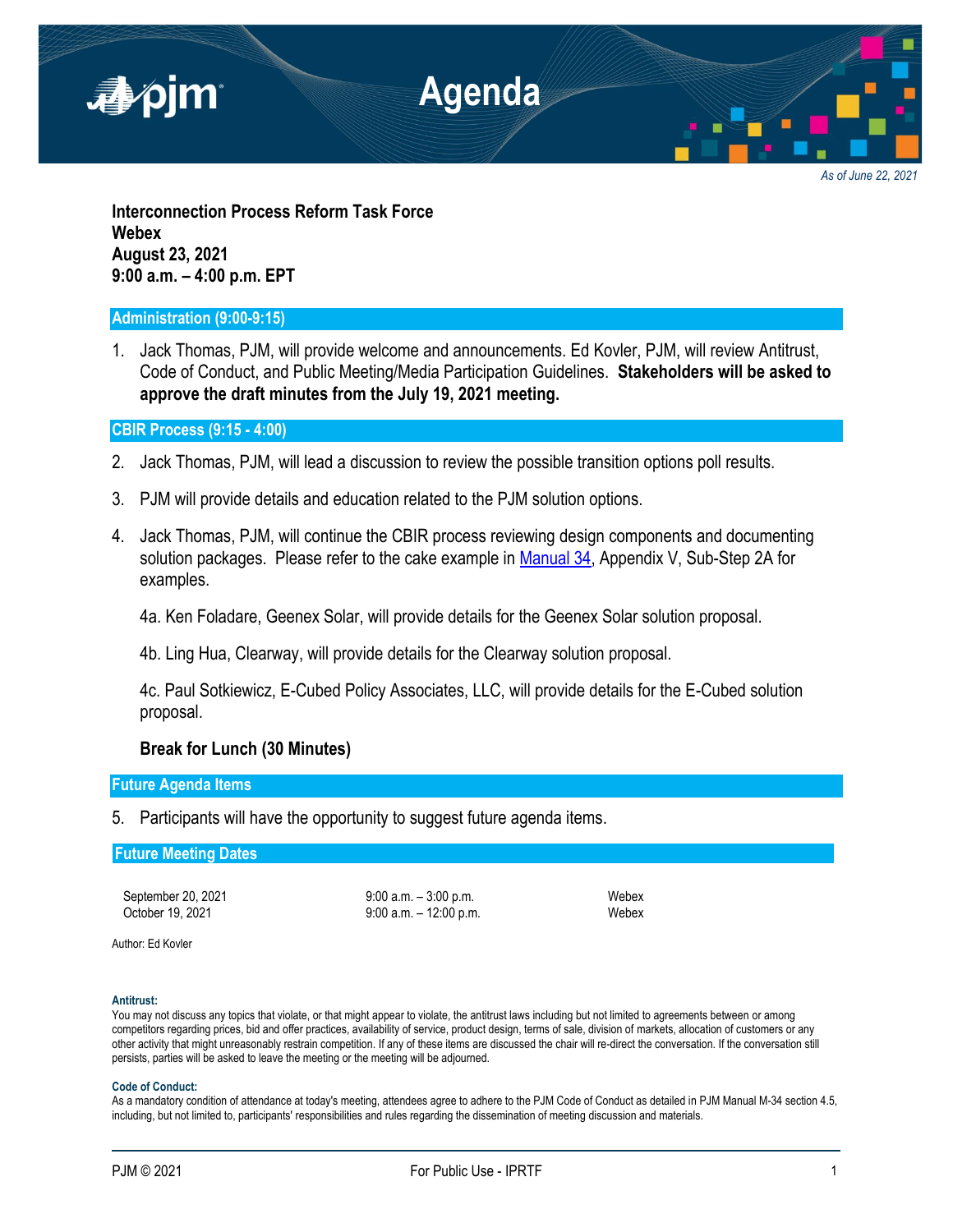# Agenda

*As of June 22, 2021*

**Interconnection Process Reform Task Force**
**Webex**
**August 23, 2021**
**9:00 a.m. – 4:00 p.m. EPT**

## Administration (9:00-9:15)

1. Jack Thomas, PJM, will provide welcome and announcements. Ed Kovler, PJM, will review Antitrust, Code of Conduct, and Public Meeting/Media Participation Guidelines. **Stakeholders will be asked to approve the draft minutes from the July 19, 2021 meeting.**

## CBIR Process (9:15 - 4:00)

2. Jack Thomas, PJM, will lead a discussion to review the possible transition options poll results.

3. PJM will provide details and education related to the PJM solution options.

4. Jack Thomas, PJM, will continue the CBIR process reviewing design components and documenting solution packages. Please refer to the cake example in Manual 34, Appendix V, Sub-Step 2A for examples.

   4a. Ken Foladare, Geenex Solar, will provide details for the Geenex Solar solution proposal.

   4b. Ling Hua, Clearway, will provide details for the Clearway solution proposal.

   4c. Paul Sotkiewicz, E-Cubed Policy Associates, LLC, will provide details for the E-Cubed solution proposal.

   **Break for Lunch (30 Minutes)**

## Future Agenda Items

5. Participants will have the opportunity to suggest future agenda items.

## Future Meeting Dates

| | | |
|---|---|---|
| September 20, 2021 | 9:00 a.m. – 3:00 p.m. | Webex |
| October 19, 2021 | 9:00 a.m. – 12:00 p.m. | Webex |

Author: Ed Kovler

**Antitrust:**
You may not discuss any topics that violate, or that might appear to violate, the antitrust laws including but not limited to agreements between or among competitors regarding prices, bid and offer practices, availability of service, product design, terms of sale, division of markets, allocation of customers or any other activity that might unreasonably restrain competition. If any of these items are discussed the chair will re-direct the conversation. If the conversation still persists, parties will be asked to leave the meeting or the meeting will be adjourned.

**Code of Conduct:**
As a mandatory condition of attendance at today's meeting, attendees agree to adhere to the PJM Code of Conduct as detailed in PJM Manual M-34 section 4.5, including, but not limited to, participants' responsibilities and rules regarding the dissemination of meeting discussion and materials.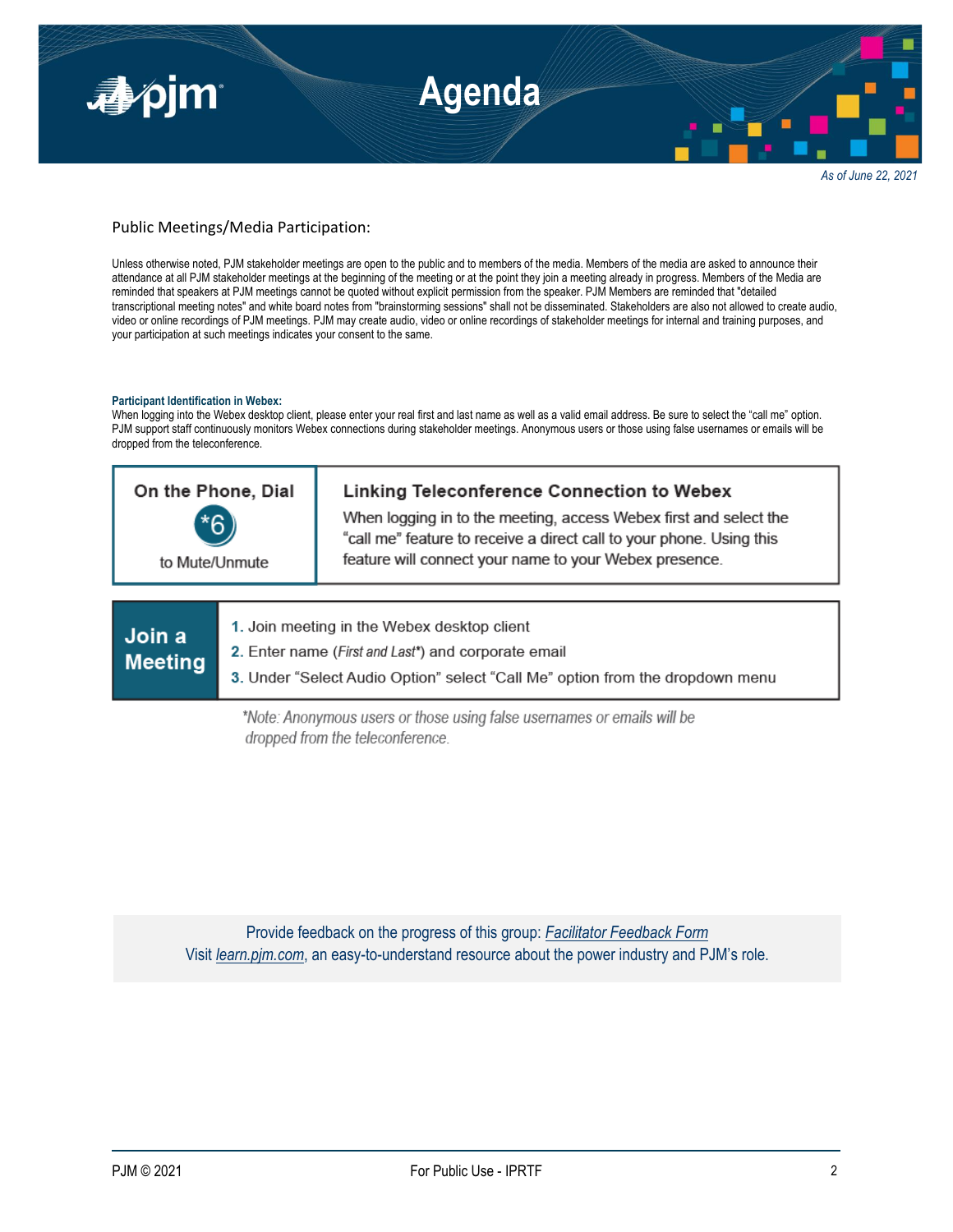# Agenda

*As of June 22, 2021*

## Public Meetings/Media Participation:

Unless otherwise noted, PJM stakeholder meetings are open to the public and to members of the media. Members of the media are asked to announce their attendance at all PJM stakeholder meetings at the beginning of the meeting or at the point they join a meeting already in progress. Members of the Media are reminded that speakers at PJM meetings cannot be quoted without explicit permission from the speaker. PJM Members are reminded that "detailed transcriptional meeting notes" and white board notes from "brainstorming sessions" shall not be disseminated. Stakeholders are also not allowed to create audio, video or online recordings of PJM meetings. PJM may create audio, video or online recordings of stakeholder meetings for internal and training purposes, and your participation at such meetings indicates your consent to the same.

**Participant Identification in Webex:**
When logging into the Webex desktop client, please enter your real first and last name as well as a valid email address. Be sure to select the "call me" option. PJM support staff continuously monitors Webex connections during stakeholder meetings. Anonymous users or those using false usernames or emails will be dropped from the teleconference.

**On the Phone, Dial** *6 **to Mute/Unmute**

**Linking Teleconference Connection to Webex**
When logging in to the meeting, access Webex first and select the "call me" feature to receive a direct call to your phone. Using this feature will connect your name to your Webex presence.

**Join a Meeting**

1. Join meeting in the Webex desktop client
2. Enter name (*First and Last*\*) and corporate email
3. Under "Select Audio Option" select "Call Me" option from the dropdown menu

*\*Note: Anonymous users or those using false usernames or emails will be dropped from the teleconference.*

Provide feedback on the progress of this group: *Facilitator Feedback Form*
Visit *learn.pjm.com*, an easy-to-understand resource about the power industry and PJM's role.